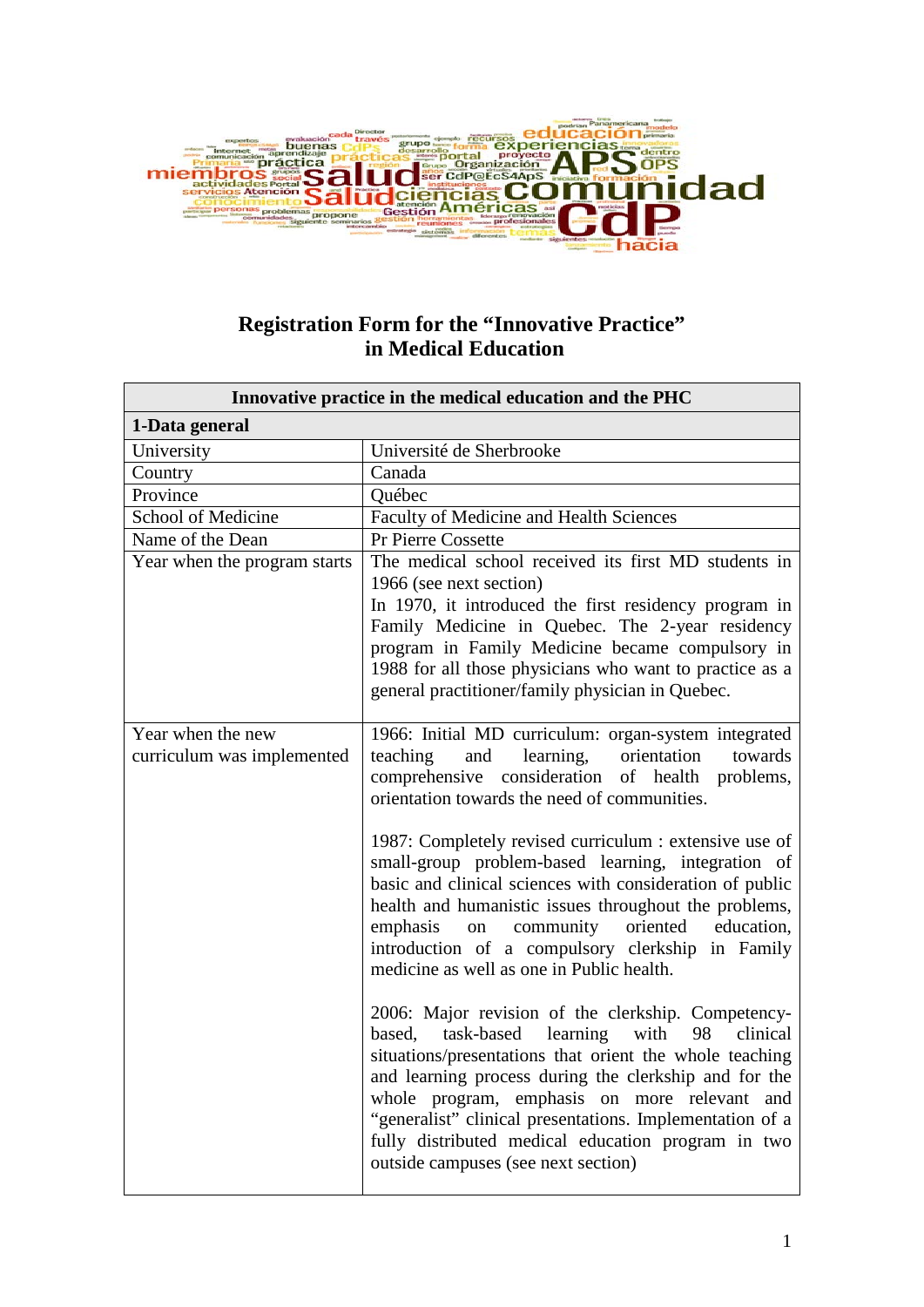# Registration Form for the "Innovative Practice" in Medical Education

| Innovative practice in the medical education and the PHC | |
|---|---|
| **1-Data general** | |
| University | Université de Sherbrooke |
| Country | Canada |
| Province | Québec |
| School of Medicine | Faculty of Medicine and Health Sciences |
| Name of the Dean | Pr Pierre Cossette |
| Year when the program starts | The medical school received its first MD students in 1966 (see next section)<br>In 1970, it introduced the first residency program in Family Medicine in Quebec. The 2-year residency program in Family Medicine became compulsory in 1988 for all those physicians who want to practice as a general practitioner/family physician in Quebec. |
| Year when the new curriculum was implemented | 1966: Initial MD curriculum: organ-system integrated teaching and learning, orientation towards comprehensive consideration of health problems, orientation towards the need of communities.<br><br>1987: Completely revised curriculum : extensive use of small-group problem-based learning, integration of basic and clinical sciences with consideration of public health and humanistic issues throughout the problems, emphasis on community oriented education, introduction of a compulsory clerkship in Family medicine as well as one in Public health.<br><br>2006: Major revision of the clerkship. Competency-based, task-based learning with 98 clinical situations/presentations that orient the whole teaching and learning process during the clerkship and for the whole program, emphasis on more relevant and "generalist" clinical presentations. Implementation of a fully distributed medical education program in two outside campuses (see next section) |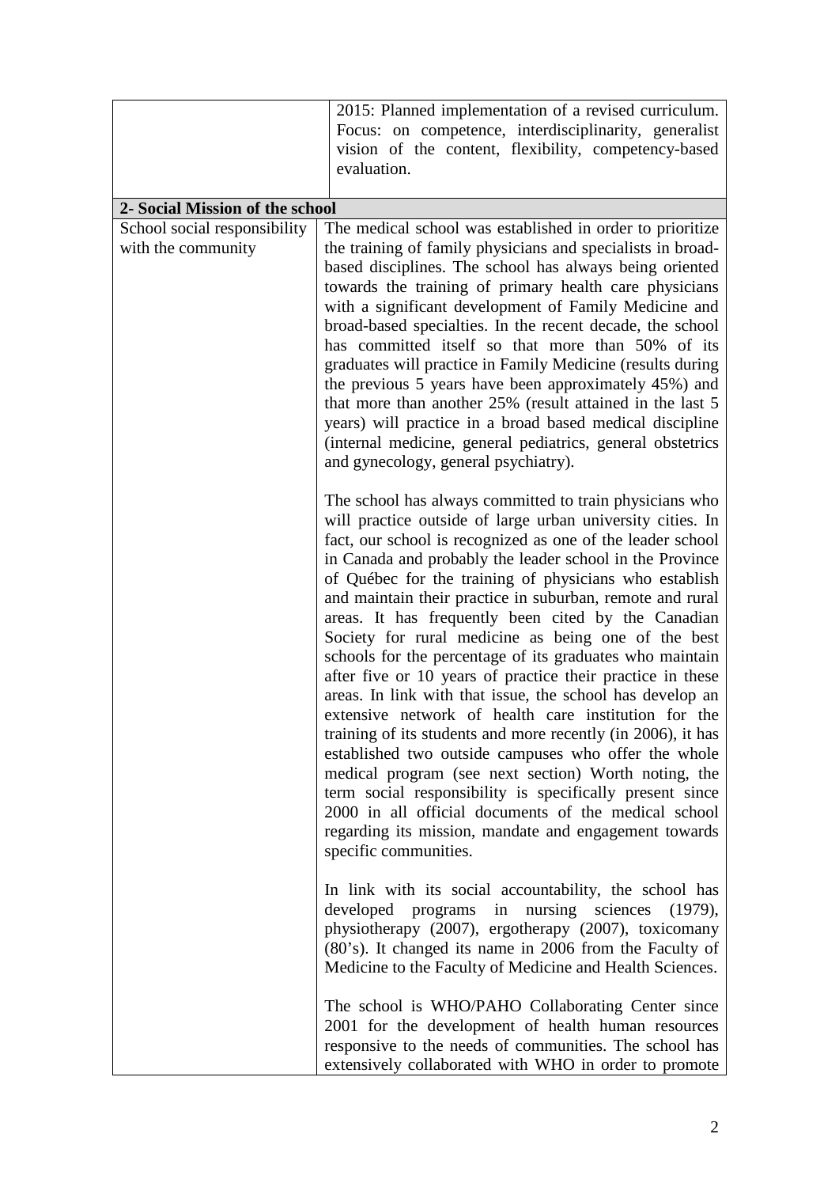| | |
|---|---|
| | 2015: Planned implementation of a revised curriculum. Focus: on competence, interdisciplinarity, generalist vision of the content, flexibility, competency-based evaluation. |
| **2- Social Mission of the school** | |
| School social responsibility with the community | The medical school was established in order to prioritize the training of family physicians and specialists in broad-based disciplines. The school has always being oriented towards the training of primary health care physicians with a significant development of Family Medicine and broad-based specialties. In the recent decade, the school has committed itself so that more than 50% of its graduates will practice in Family Medicine (results during the previous 5 years have been approximately 45%) and that more than another 25% (result attained in the last 5 years) will practice in a broad based medical discipline (internal medicine, general pediatrics, general obstetrics and gynecology, general psychiatry).<br><br>The school has always committed to train physicians who will practice outside of large urban university cities. In fact, our school is recognized as one of the leader school in Canada and probably the leader school in the Province of Québec for the training of physicians who establish and maintain their practice in suburban, remote and rural areas. It has frequently been cited by the Canadian Society for rural medicine as being one of the best schools for the percentage of its graduates who maintain after five or 10 years of practice their practice in these areas. In link with that issue, the school has develop an extensive network of health care institution for the training of its students and more recently (in 2006), it has established two outside campuses who offer the whole medical program (see next section) Worth noting, the term social responsibility is specifically present since 2000 in all official documents of the medical school regarding its mission, mandate and engagement towards specific communities.<br><br>In link with its social accountability, the school has developed programs in nursing sciences (1979), physiotherapy (2007), ergotherapy (2007), toxicomany (80's). It changed its name in 2006 from the Faculty of Medicine to the Faculty of Medicine and Health Sciences.<br><br>The school is WHO/PAHO Collaborating Center since 2001 for the development of health human resources responsive to the needs of communities. The school has extensively collaborated with WHO in order to promote |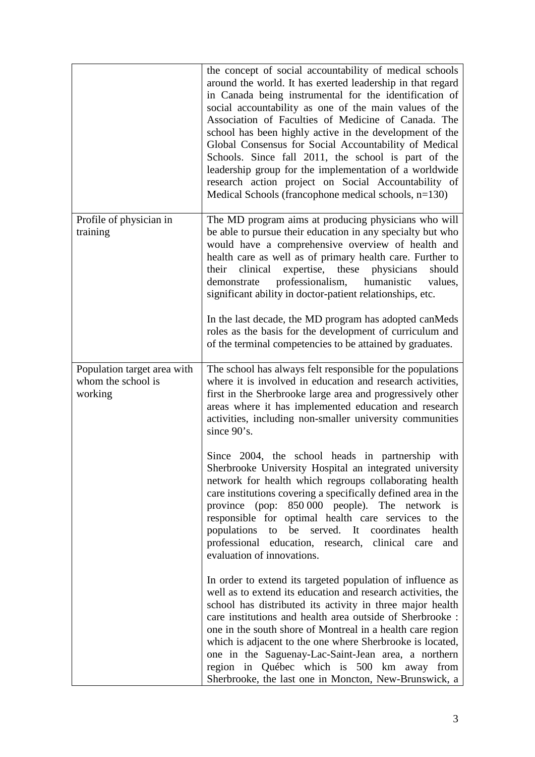| | |
|---|---|
| | the concept of social accountability of medical schools around the world. It has exerted leadership in that regard in Canada being instrumental for the identification of social accountability as one of the main values of the Association of Faculties of Medicine of Canada. The school has been highly active in the development of the Global Consensus for Social Accountability of Medical Schools. Since fall 2011, the school is part of the leadership group for the implementation of a worldwide research action project on Social Accountability of Medical Schools (francophone medical schools, n=130) |
| Profile of physician in training | The MD program aims at producing physicians who will be able to pursue their education in any specialty but who would have a comprehensive overview of health and health care as well as of primary health care. Further to their clinical expertise, these physicians should demonstrate professionalism, humanistic values, significant ability in doctor-patient relationships, etc.<br><br>In the last decade, the MD program has adopted canMeds roles as the basis for the development of curriculum and of the terminal competencies to be attained by graduates. |
| Population target area with whom the school is working | The school has always felt responsible for the populations where it is involved in education and research activities, first in the Sherbrooke large area and progressively other areas where it has implemented education and research activities, including non-smaller university communities since 90's.<br><br>Since 2004, the school heads in partnership with Sherbrooke University Hospital an integrated university network for health which regroups collaborating health care institutions covering a specifically defined area in the province (pop: 850 000 people). The network is responsible for optimal health care services to the populations to be served. It coordinates health professional education, research, clinical care and evaluation of innovations.<br><br>In order to extend its targeted population of influence as well as to extend its education and research activities, the school has distributed its activity in three major health care institutions and health area outside of Sherbrooke : one in the south shore of Montreal in a health care region which is adjacent to the one where Sherbrooke is located, one in the Saguenay-Lac-Saint-Jean area, a northern region in Québec which is 500 km away from Sherbrooke, the last one in Moncton, New-Brunswick, a |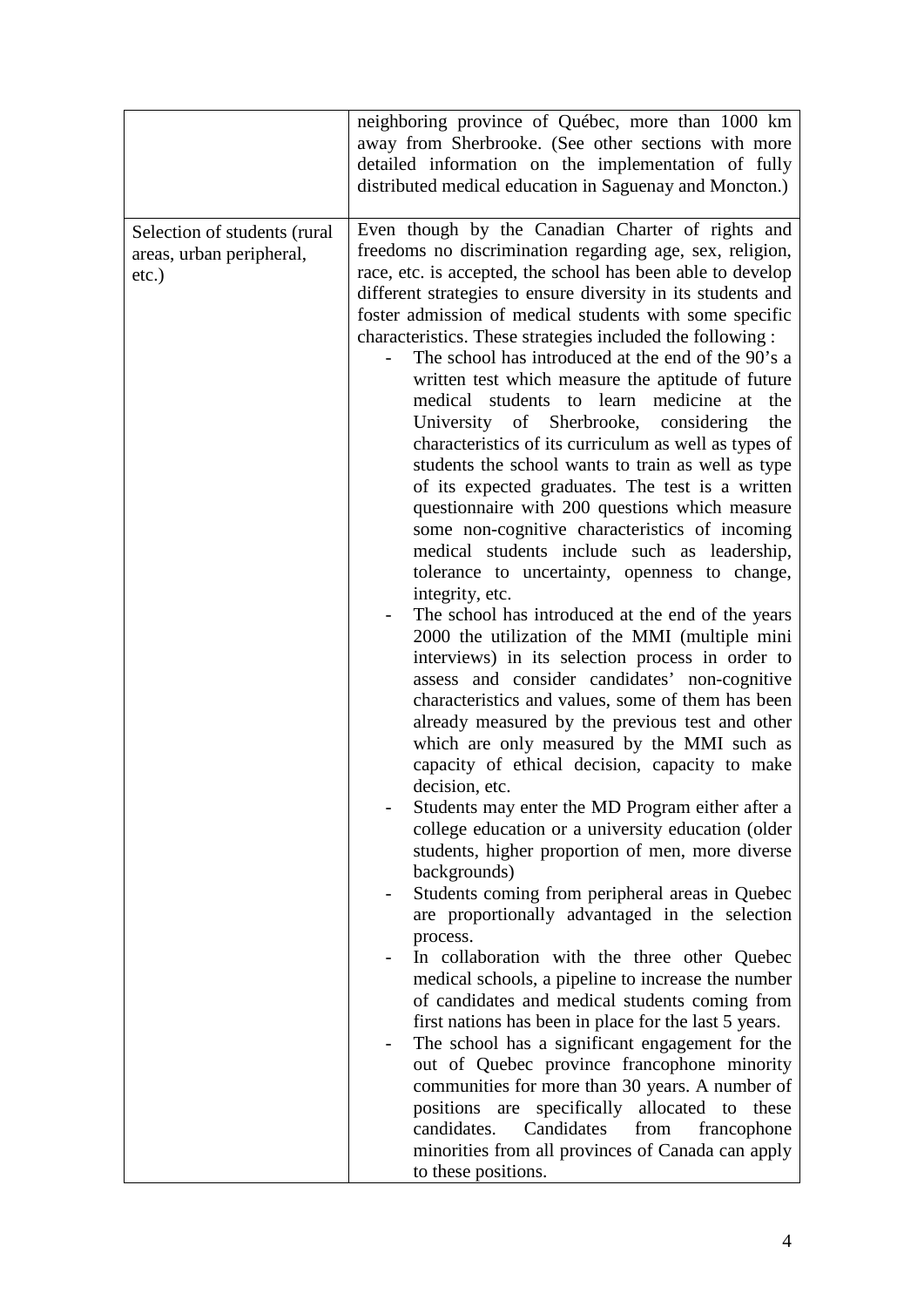| | |
|---|---|
| | neighboring province of Québec, more than 1000 km away from Sherbrooke. (See other sections with more detailed information on the implementation of fully distributed medical education in Saguenay and Moncton.) |
| Selection of students (rural areas, urban peripheral, etc.) | Even though by the Canadian Charter of rights and freedoms no discrimination regarding age, sex, religion, race, etc. is accepted, the school has been able to develop different strategies to ensure diversity in its students and foster admission of medical students with some specific characteristics. These strategies included the following :<br>- The school has introduced at the end of the 90's a written test which measure the aptitude of future medical students to learn medicine at the University of Sherbrooke, considering the characteristics of its curriculum as well as types of students the school wants to train as well as type of its expected graduates. The test is a written questionnaire with 200 questions which measure some non-cognitive characteristics of incoming medical students include such as leadership, tolerance to uncertainty, openness to change, integrity, etc.<br>- The school has introduced at the end of the years 2000 the utilization of the MMI (multiple mini interviews) in its selection process in order to assess and consider candidates' non-cognitive characteristics and values, some of them has been already measured by the previous test and other which are only measured by the MMI such as capacity of ethical decision, capacity to make decision, etc.<br>- Students may enter the MD Program either after a college education or a university education (older students, higher proportion of men, more diverse backgrounds)<br>- Students coming from peripheral areas in Quebec are proportionally advantaged in the selection process.<br>- In collaboration with the three other Quebec medical schools, a pipeline to increase the number of candidates and medical students coming from first nations has been in place for the last 5 years.<br>- The school has a significant engagement for the out of Quebec province francophone minority communities for more than 30 years. A number of positions are specifically allocated to these candidates. Candidates from francophone minorities from all provinces of Canada can apply to these positions. |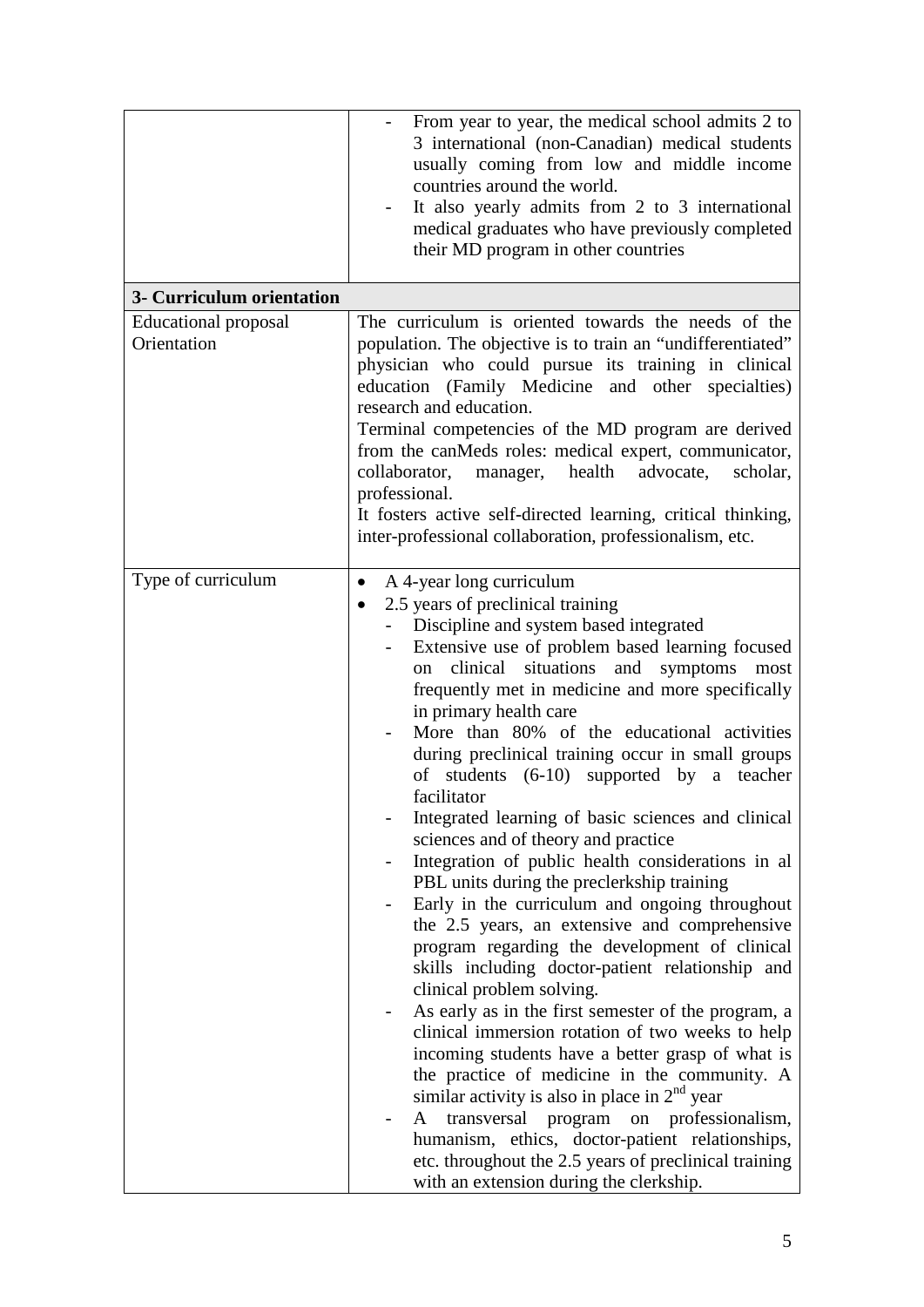| | |
|---|---|
| | - From year to year, the medical school admits 2 to 3 international (non-Canadian) medical students usually coming from low and middle income countries around the world.<br>- It also yearly admits from 2 to 3 international medical graduates who have previously completed their MD program in other countries |
| **3- Curriculum orientation** | |
| Educational proposal Orientation | The curriculum is oriented towards the needs of the population. The objective is to train an "undifferentiated" physician who could pursue its training in clinical education (Family Medicine and other specialties) research and education.<br>Terminal competencies of the MD program are derived from the canMeds roles: medical expert, communicator, collaborator, manager, health advocate, scholar, professional.<br>It fosters active self-directed learning, critical thinking, inter-professional collaboration, professionalism, etc. |
| Type of curriculum | • A 4-year long curriculum<br>• 2.5 years of preclinical training<br>- Discipline and system based integrated<br>- Extensive use of problem based learning focused on clinical situations and symptoms most frequently met in medicine and more specifically in primary health care<br>- More than 80% of the educational activities during preclinical training occur in small groups of students (6-10) supported by a teacher facilitator<br>- Integrated learning of basic sciences and clinical sciences and of theory and practice<br>- Integration of public health considerations in al PBL units during the preclerkship training<br>- Early in the curriculum and ongoing throughout the 2.5 years, an extensive and comprehensive program regarding the development of clinical skills including doctor-patient relationship and clinical problem solving.<br>- As early as in the first semester of the program, a clinical immersion rotation of two weeks to help incoming students have a better grasp of what is the practice of medicine in the community. A similar activity is also in place in 2nd year<br>- A transversal program on professionalism, humanism, ethics, doctor-patient relationships, etc. throughout the 2.5 years of preclinical training with an extension during the clerkship. |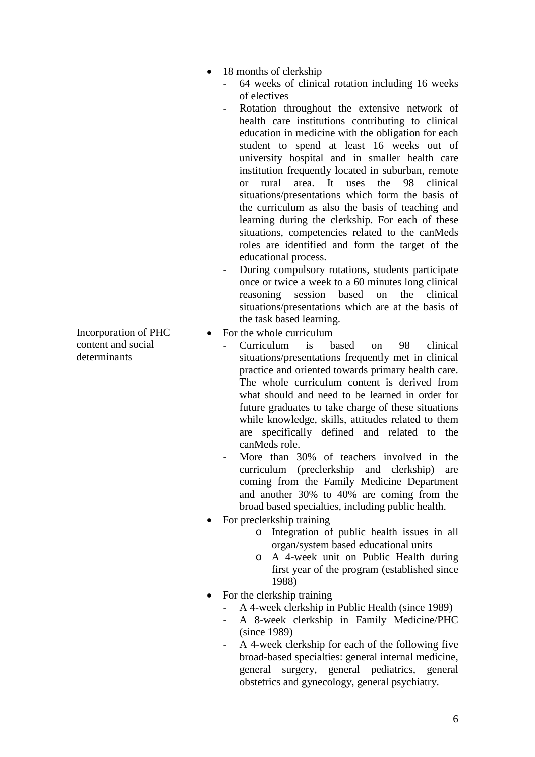| | |
|---|---|
| | • 18 months of clerkship<br>- 64 weeks of clinical rotation including 16 weeks of electives<br>- Rotation throughout the extensive network of health care institutions contributing to clinical education in medicine with the obligation for each student to spend at least 16 weeks out of university hospital and in smaller health care institution frequently located in suburban, remote or rural area. It uses the 98 clinical situations/presentations which form the basis of the curriculum as also the basis of teaching and learning during the clerkship. For each of these situations, competencies related to the canMeds roles are identified and form the target of the educational process.<br>- During compulsory rotations, students participate once or twice a week to a 60 minutes long clinical reasoning session based on the clinical situations/presentations which are at the basis of the task based learning. |
| Incorporation of PHC content and social determinants | • For the whole curriculum<br>- Curriculum is based on 98 clinical situations/presentations frequently met in clinical practice and oriented towards primary health care. The whole curriculum content is derived from what should and need to be learned in order for future graduates to take charge of these situations while knowledge, skills, attitudes related to them are specifically defined and related to the canMeds role.<br>- More than 30% of teachers involved in the curriculum (preclerkship and clerkship) are coming from the Family Medicine Department and another 30% to 40% are coming from the broad based specialties, including public health.<br>• For preclerkship training<br>o Integration of public health issues in all organ/system based educational units<br>o A 4-week unit on Public Health during first year of the program (established since 1988)<br>• For the clerkship training<br>- A 4-week clerkship in Public Health (since 1989)<br>- A 8-week clerkship in Family Medicine/PHC (since 1989)<br>- A 4-week clerkship for each of the following five broad-based specialties: general internal medicine, general surgery, general pediatrics, general obstetrics and gynecology, general psychiatry. |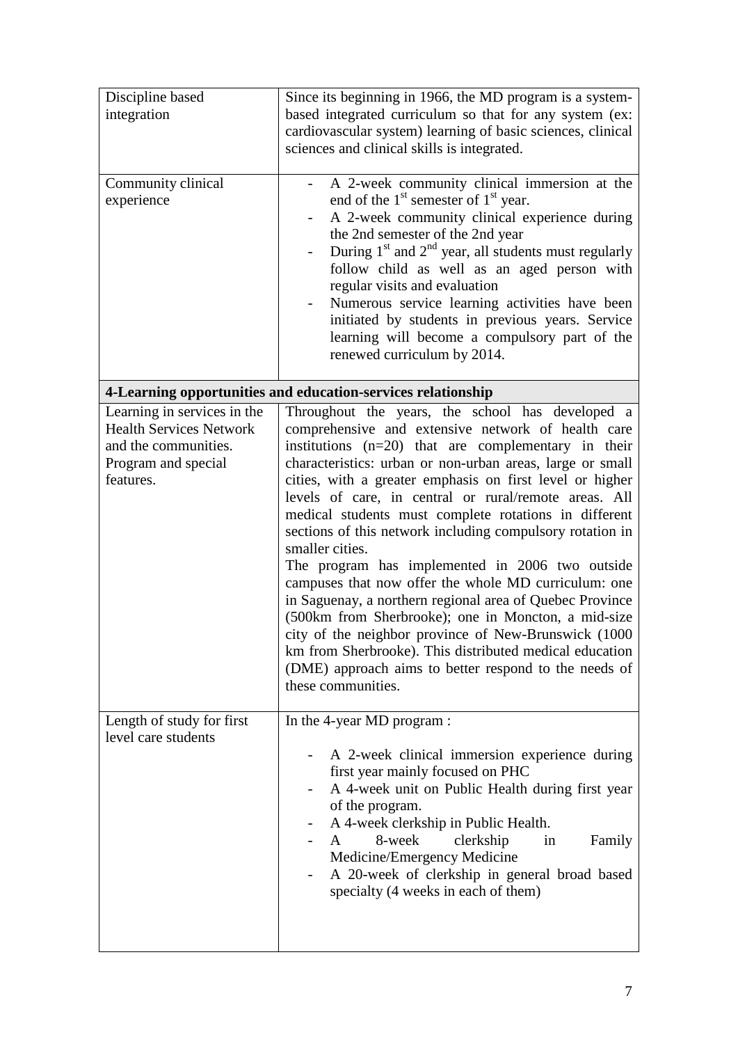| | |
|---|---|
| Discipline based integration | Since its beginning in 1966, the MD program is a system-based integrated curriculum so that for any system (ex: cardiovascular system) learning of basic sciences, clinical sciences and clinical skills is integrated. |
| Community clinical experience | - A 2-week community clinical immersion at the end of the 1st semester of 1st year.<br>- A 2-week community clinical experience during the 2nd semester of the 2nd year<br>- During 1st and 2nd year, all students must regularly follow child as well as an aged person with regular visits and evaluation<br>- Numerous service learning activities have been initiated by students in previous years. Service learning will become a compulsory part of the renewed curriculum by 2014. |
| **4-Learning opportunities and education-services relationship** | |
| Learning in services in the Health Services Network and the communities. Program and special features. | Throughout the years, the school has developed a comprehensive and extensive network of health care institutions (n=20) that are complementary in their characteristics: urban or non-urban areas, large or small cities, with a greater emphasis on first level or higher levels of care, in central or rural/remote areas. All medical students must complete rotations in different sections of this network including compulsory rotation in smaller cities.<br>The program has implemented in 2006 two outside campuses that now offer the whole MD curriculum: one in Saguenay, a northern regional area of Quebec Province (500km from Sherbrooke); one in Moncton, a mid-size city of the neighbor province of New-Brunswick (1000 km from Sherbrooke). This distributed medical education (DME) approach aims to better respond to the needs of these communities. |
| Length of study for first level care students | In the 4-year MD program :<br>- A 2-week clinical immersion experience during first year mainly focused on PHC<br>- A 4-week unit on Public Health during first year of the program.<br>- A 4-week clerkship in Public Health.<br>- A 8-week clerkship in Family Medicine/Emergency Medicine<br>- A 20-week of clerkship in general broad based specialty (4 weeks in each of them) |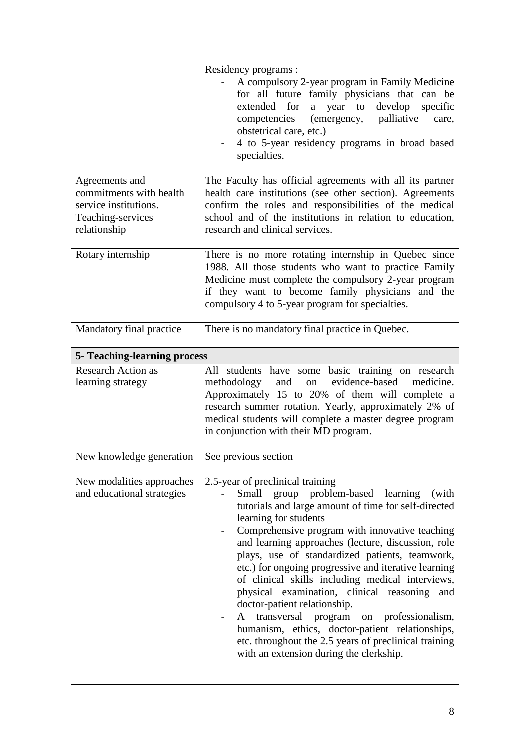| | |
|---|---|
| | Residency programs :<br>- A compulsory 2-year program in Family Medicine for all future family physicians that can be extended for a year to develop specific competencies (emergency, palliative care, obstetrical care, etc.)<br>- 4 to 5-year residency programs in broad based specialties. |
| Agreements and commitments with health service institutions. Teaching-services relationship | The Faculty has official agreements with all its partner health care institutions (see other section). Agreements confirm the roles and responsibilities of the medical school and of the institutions in relation to education, research and clinical services. |
| Rotary internship | There is no more rotating internship in Quebec since 1988. All those students who want to practice Family Medicine must complete the compulsory 2-year program if they want to become family physicians and the compulsory 4 to 5-year program for specialties. |
| Mandatory final practice | There is no mandatory final practice in Quebec. |
| **5- Teaching-learning process** | |
| Research Action as learning strategy | All students have some basic training on research methodology and on evidence-based medicine. Approximately 15 to 20% of them will complete a research summer rotation. Yearly, approximately 2% of medical students will complete a master degree program in conjunction with their MD program. |
| New knowledge generation | See previous section |
| New modalities approaches and educational strategies | 2.5-year of preclinical training<br>- Small group problem-based learning (with tutorials and large amount of time for self-directed learning for students<br>- Comprehensive program with innovative teaching and learning approaches (lecture, discussion, role plays, use of standardized patients, teamwork, etc.) for ongoing progressive and iterative learning of clinical skills including medical interviews, physical examination, clinical reasoning and doctor-patient relationship.<br>- A transversal program on professionalism, humanism, ethics, doctor-patient relationships, etc. throughout the 2.5 years of preclinical training with an extension during the clerkship. |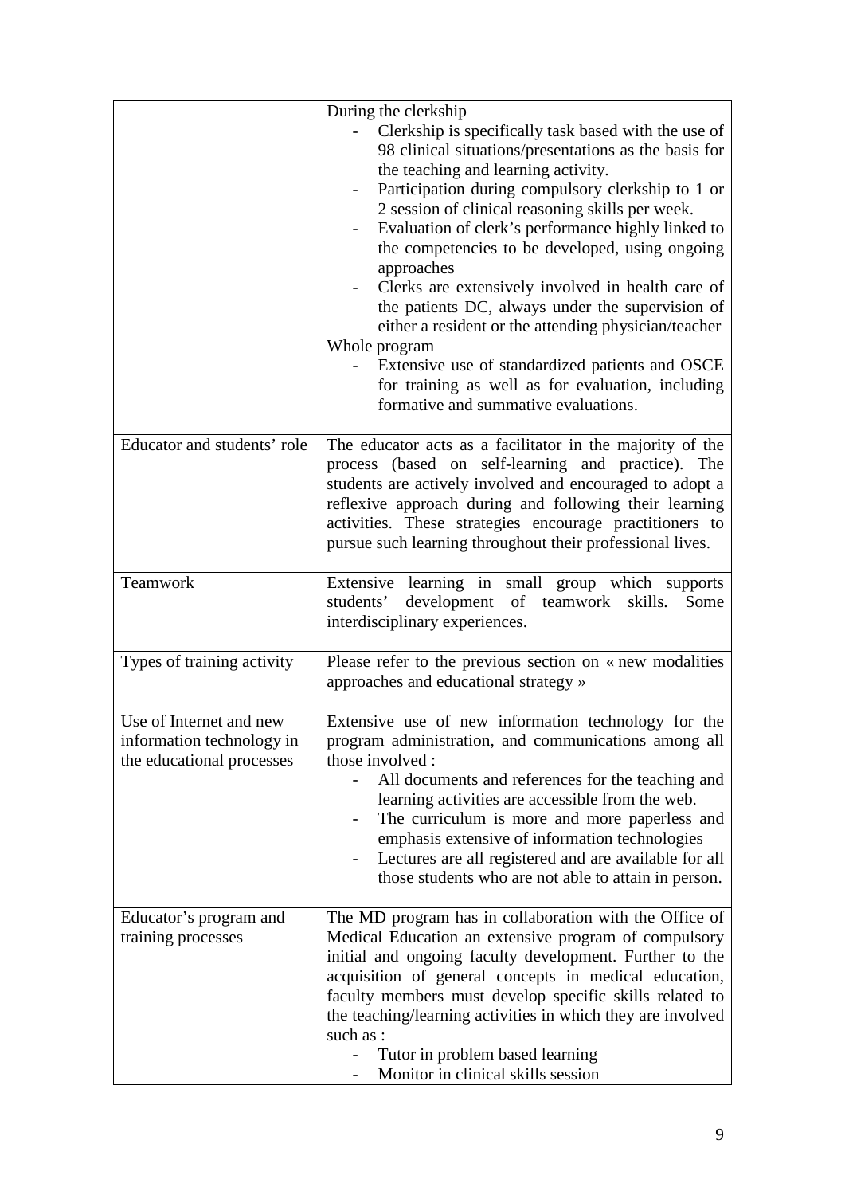| | |
|---|---|
| | During the clerkship<br>- Clerkship is specifically task based with the use of 98 clinical situations/presentations as the basis for the teaching and learning activity.<br>- Participation during compulsory clerkship to 1 or 2 session of clinical reasoning skills per week.<br>- Evaluation of clerk's performance highly linked to the competencies to be developed, using ongoing approaches<br>- Clerks are extensively involved in health care of the patients DC, always under the supervision of either a resident or the attending physician/teacher<br>Whole program<br>- Extensive use of standardized patients and OSCE for training as well as for evaluation, including formative and summative evaluations. |
| Educator and students' role | The educator acts as a facilitator in the majority of the process (based on self-learning and practice). The students are actively involved and encouraged to adopt a reflexive approach during and following their learning activities. These strategies encourage practitioners to pursue such learning throughout their professional lives. |
| Teamwork | Extensive learning in small group which supports students' development of teamwork skills. Some interdisciplinary experiences. |
| Types of training activity | Please refer to the previous section on « new modalities approaches and educational strategy » |
| Use of Internet and new information technology in the educational processes | Extensive use of new information technology for the program administration, and communications among all those involved :<br>- All documents and references for the teaching and learning activities are accessible from the web.<br>- The curriculum is more and more paperless and emphasis extensive of information technologies<br>- Lectures are all registered and are available for all those students who are not able to attain in person. |
| Educator's program and training processes | The MD program has in collaboration with the Office of Medical Education an extensive program of compulsory initial and ongoing faculty development. Further to the acquisition of general concepts in medical education, faculty members must develop specific skills related to the teaching/learning activities in which they are involved such as :<br>- Tutor in problem based learning<br>- Monitor in clinical skills session |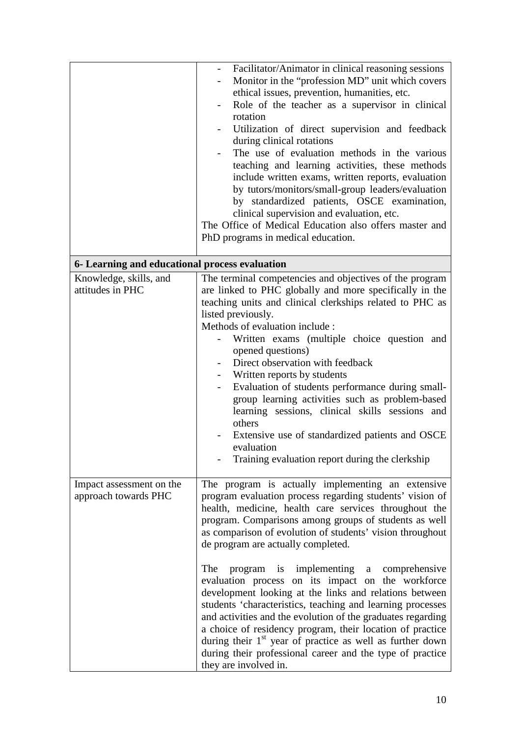| | |
|---|---|
| | - Facilitator/Animator in clinical reasoning sessions<br>- Monitor in the "profession MD" unit which covers ethical issues, prevention, humanities, etc.<br>- Role of the teacher as a supervisor in clinical rotation<br>- Utilization of direct supervision and feedback during clinical rotations<br>- The use of evaluation methods in the various teaching and learning activities, these methods include written exams, written reports, evaluation by tutors/monitors/small-group leaders/evaluation by standardized patients, OSCE examination, clinical supervision and evaluation, etc.<br>The Office of Medical Education also offers master and PhD programs in medical education. |
| **6- Learning and educational process evaluation** | |
| Knowledge, skills, and attitudes in PHC | The terminal competencies and objectives of the program are linked to PHC globally and more specifically in the teaching units and clinical clerkships related to PHC as listed previously.<br>Methods of evaluation include :<br>- Written exams (multiple choice question and opened questions)<br>- Direct observation with feedback<br>- Written reports by students<br>- Evaluation of students performance during small-group learning activities such as problem-based learning sessions, clinical skills sessions and others<br>- Extensive use of standardized patients and OSCE evaluation<br>- Training evaluation report during the clerkship |
| Impact assessment on the approach towards PHC | The program is actually implementing an extensive program evaluation process regarding students' vision of health, medicine, health care services throughout the program. Comparisons among groups of students as well as comparison of evolution of students' vision throughout de program are actually completed.<br><br>The program is implementing a comprehensive evaluation process on its impact on the workforce development looking at the links and relations between students 'characteristics, teaching and learning processes and activities and the evolution of the graduates regarding a choice of residency program, their location of practice during their 1st year of practice as well as further down during their professional career and the type of practice they are involved in. |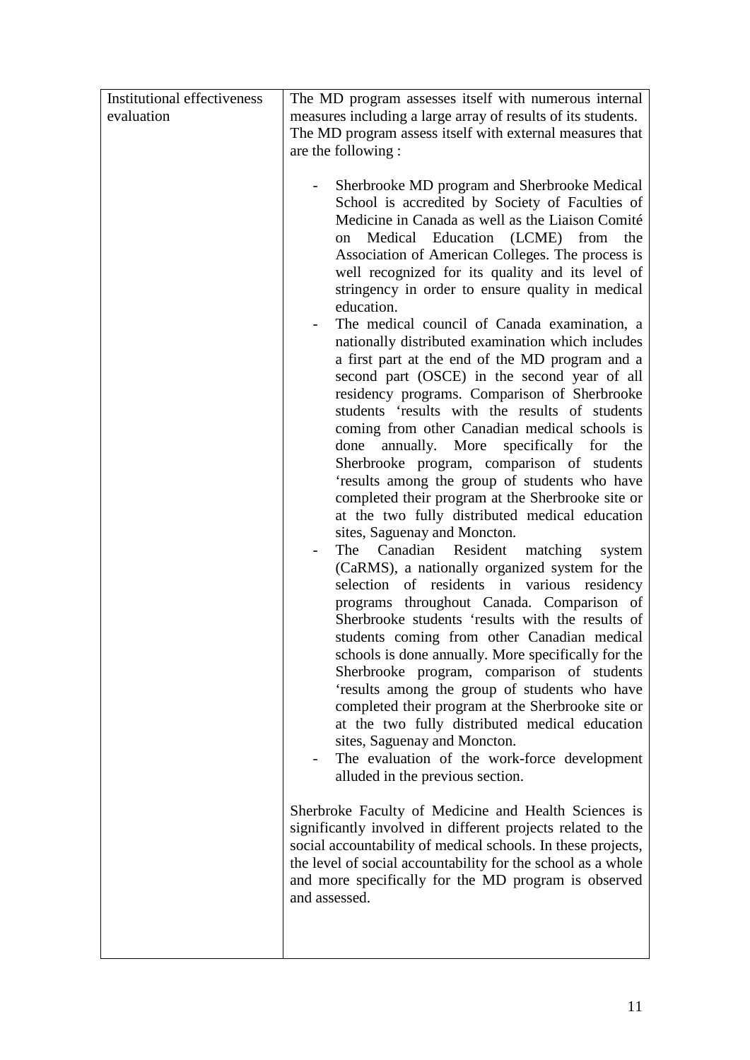| Institutional effectiveness evaluation | The MD program assesses itself with numerous internal measures including a large array of results of its students.<br>The MD program assess itself with external measures that are the following :<br><br>- Sherbrooke MD program and Sherbrooke Medical School is accredited by Society of Faculties of Medicine in Canada as well as the Liaison Comité on Medical Education (LCME) from the Association of American Colleges. The process is well recognized for its quality and its level of stringency in order to ensure quality in medical education.<br>- The medical council of Canada examination, a nationally distributed examination which includes a first part at the end of the MD program and a second part (OSCE) in the second year of all residency programs. Comparison of Sherbrooke students 'results with the results of students coming from other Canadian medical schools is done annually. More specifically for the Sherbrooke program, comparison of students 'results among the group of students who have completed their program at the Sherbrooke site or at the two fully distributed medical education sites, Saguenay and Moncton.<br>- The Canadian Resident matching system (CaRMS), a nationally organized system for the selection of residents in various residency programs throughout Canada. Comparison of Sherbrooke students 'results with the results of students coming from other Canadian medical schools is done annually. More specifically for the Sherbrooke program, comparison of students 'results among the group of students who have completed their program at the Sherbrooke site or at the two fully distributed medical education sites, Saguenay and Moncton.<br>- The evaluation of the work-force development alluded in the previous section.<br><br>Sherbroke Faculty of Medicine and Health Sciences is significantly involved in different projects related to the social accountability of medical schools. In these projects, the level of social accountability for the school as a whole and more specifically for the MD program is observed and assessed. |
|---|---|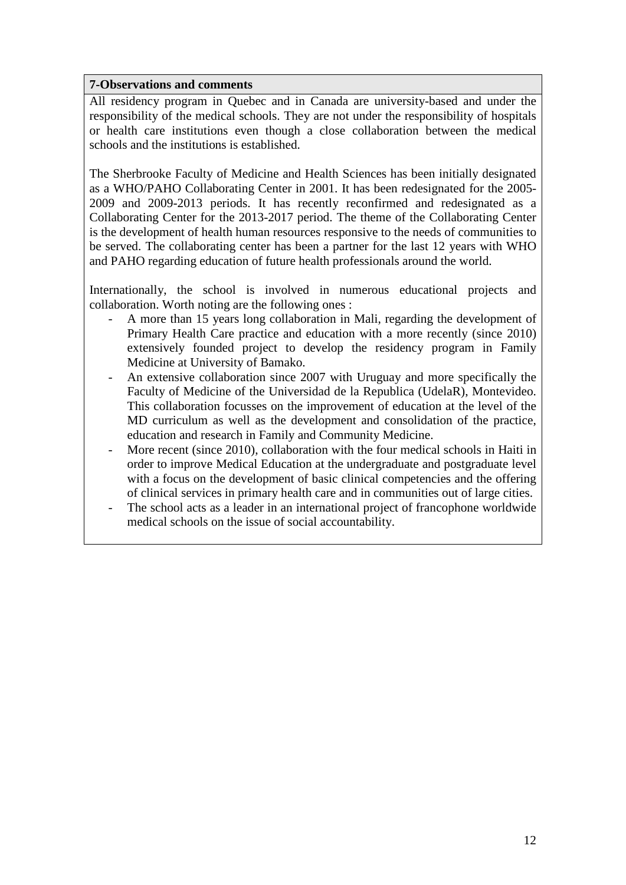**7-Observations and comments**

All residency program in Quebec and in Canada are university-based and under the responsibility of the medical schools. They are not under the responsibility of hospitals or health care institutions even though a close collaboration between the medical schools and the institutions is established.

The Sherbrooke Faculty of Medicine and Health Sciences has been initially designated as a WHO/PAHO Collaborating Center in 2001. It has been redesignated for the 2005-2009 and 2009-2013 periods. It has recently reconfirmed and redesignated as a Collaborating Center for the 2013-2017 period. The theme of the Collaborating Center is the development of health human resources responsive to the needs of communities to be served. The collaborating center has been a partner for the last 12 years with WHO and PAHO regarding education of future health professionals around the world.

Internationally, the school is involved in numerous educational projects and collaboration. Worth noting are the following ones :

- A more than 15 years long collaboration in Mali, regarding the development of Primary Health Care practice and education with a more recently (since 2010) extensively founded project to develop the residency program in Family Medicine at University of Bamako.
- An extensive collaboration since 2007 with Uruguay and more specifically the Faculty of Medicine of the Universidad de la Republica (UdelaR), Montevideo. This collaboration focusses on the improvement of education at the level of the MD curriculum as well as the development and consolidation of the practice, education and research in Family and Community Medicine.
- More recent (since 2010), collaboration with the four medical schools in Haiti in order to improve Medical Education at the undergraduate and postgraduate level with a focus on the development of basic clinical competencies and the offering of clinical services in primary health care and in communities out of large cities.
- The school acts as a leader in an international project of francophone worldwide medical schools on the issue of social accountability.